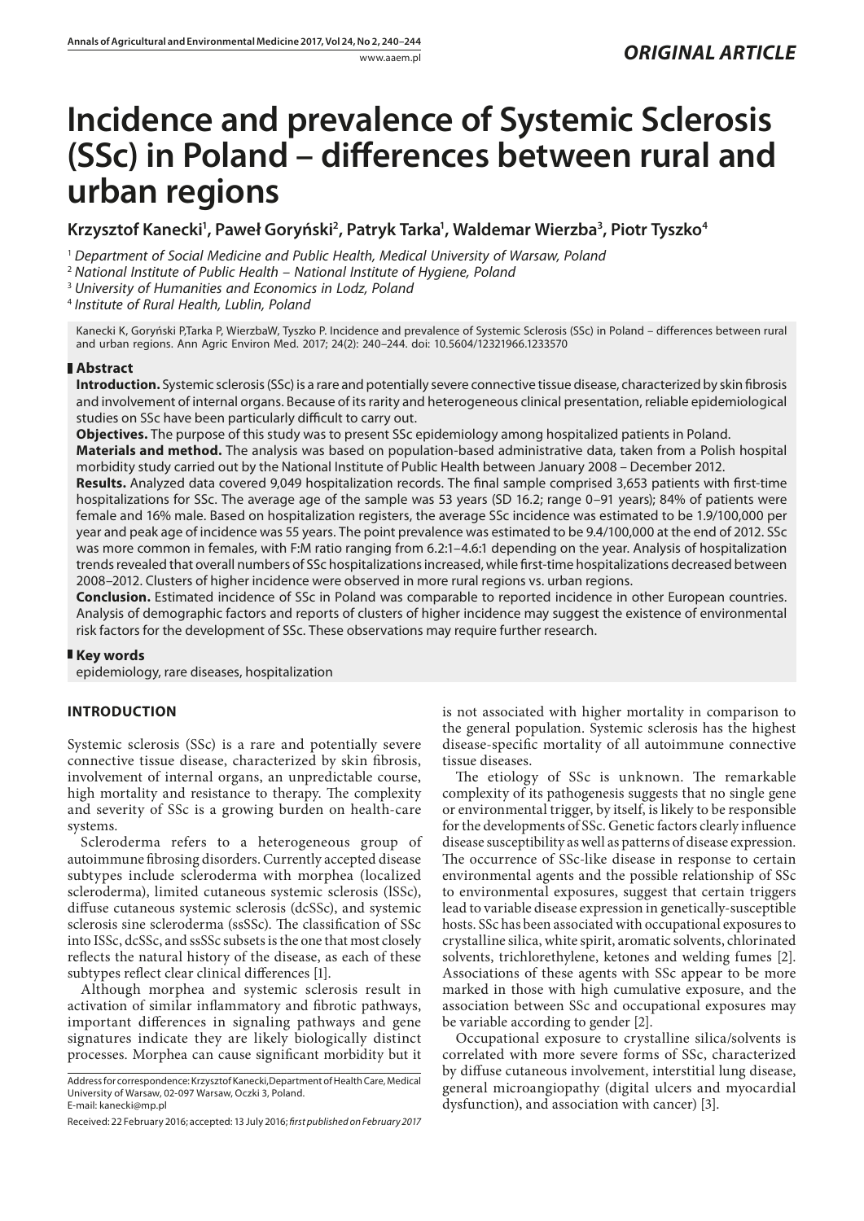*ORIGINAL ARTICLE*

# Incidence and prevalence of Systemic Sclerosis (SSc) in Poland – differences between rural and urban regions

**Krzysztof Kanecki[1], Paweł Goryński[2], Patryk Tarka[1], Waldemar Wierzba[3], Piotr Tyszko[4]**

[1] *Department of Social Medicine and Public Health, Medical University of Warsaw, Poland*
[2] *National Institute of Public Health – National Institute of Hygiene, Poland*
[3] *University of Humanities and Economics in Lodz, Poland*
[4] *Institute of Rural Health, Lublin, Poland*

Kanecki K, Goryński P,Tarka P, WierzbaW, Tyszko P. Incidence and prevalence of Systemic Sclerosis (SSc) in Poland – differences between rural and urban regions. Ann Agric Environ Med. 2017; 24(2): 240–244. doi: 10.5604/12321966.1233570

## Abstract

**Introduction.** Systemic sclerosis (SSc) is a rare and potentially severe connective tissue disease, characterized by skin fibrosis and involvement of internal organs. Because of its rarity and heterogeneous clinical presentation, reliable epidemiological studies on SSc have been particularly difficult to carry out.

**Objectives.** The purpose of this study was to present SSc epidemiology among hospitalized patients in Poland.

**Materials and method.** The analysis was based on population-based administrative data, taken from a Polish hospital morbidity study carried out by the National Institute of Public Health between January 2008 – December 2012.

**Results.** Analyzed data covered 9,049 hospitalization records. The final sample comprised 3,653 patients with first-time hospitalizations for SSc. The average age of the sample was 53 years (SD 16.2; range 0–91 years); 84% of patients were female and 16% male. Based on hospitalization registers, the average SSc incidence was estimated to be 1.9/100,000 per year and peak age of incidence was 55 years. The point prevalence was estimated to be 9.4/100,000 at the end of 2012. SSc was more common in females, with F:M ratio ranging from 6.2:1–4.6:1 depending on the year. Analysis of hospitalization trends revealed that overall numbers of SSc hospitalizations increased, while first-time hospitalizations decreased between 2008–2012. Clusters of higher incidence were observed in more rural regions vs. urban regions.

**Conclusion.** Estimated incidence of SSc in Poland was comparable to reported incidence in other European countries. Analysis of demographic factors and reports of clusters of higher incidence may suggest the existence of environmental risk factors for the development of SSc. These observations may require further research.

## Key words

epidemiology, rare diseases, hospitalization

## INTRODUCTION

Systemic sclerosis (SSc) is a rare and potentially severe connective tissue disease, characterized by skin fibrosis, involvement of internal organs, an unpredictable course, high mortality and resistance to therapy. The complexity and severity of SSc is a growing burden on health-care systems.

Scleroderma refers to a heterogeneous group of autoimmune fibrosing disorders. Currently accepted disease subtypes include scleroderma with morphea (localized scleroderma), limited cutaneous systemic sclerosis (lSSc), diffuse cutaneous systemic sclerosis (dcSSc), and systemic sclerosis sine scleroderma (ssSSc). The classification of SSc into lSSc, dcSSc, and ssSSc subsets is the one that most closely reflects the natural history of the disease, as each of these subtypes reflect clear clinical differences [1].

Although morphea and systemic sclerosis result in activation of similar inflammatory and fibrotic pathways, important differences in signaling pathways and gene signatures indicate they are likely biologically distinct processes. Morphea can cause significant morbidity but it is not associated with higher mortality in comparison to the general population. Systemic sclerosis has the highest disease-specific mortality of all autoimmune connective tissue diseases.

The etiology of SSc is unknown. The remarkable complexity of its pathogenesis suggests that no single gene or environmental trigger, by itself, is likely to be responsible for the developments of SSc. Genetic factors clearly influence disease susceptibility as well as patterns of disease expression. The occurrence of SSc-like disease in response to certain environmental agents and the possible relationship of SSc to environmental exposures, suggest that certain triggers lead to variable disease expression in genetically-susceptible hosts. SSc has been associated with occupational exposures to crystalline silica, white spirit, aromatic solvents, chlorinated solvents, trichlorethylene, ketones and welding fumes [2]. Associations of these agents with SSc appear to be more marked in those with high cumulative exposure, and the association between SSc and occupational exposures may be variable according to gender [2].

Occupational exposure to crystalline silica/solvents is correlated with more severe forms of SSc, characterized by diffuse cutaneous involvement, interstitial lung disease, general microangiopathy (digital ulcers and myocardial dysfunction), and association with cancer) [3].

Address for correspondence: Krzysztof Kanecki, Department of Health Care, Medical University of Warsaw, 02-097 Warsaw, Oczki 3, Poland.
E-mail: kanecki@mp.pl

Received: 22 February 2016; accepted: 13 July 2016; *first published on February 2017*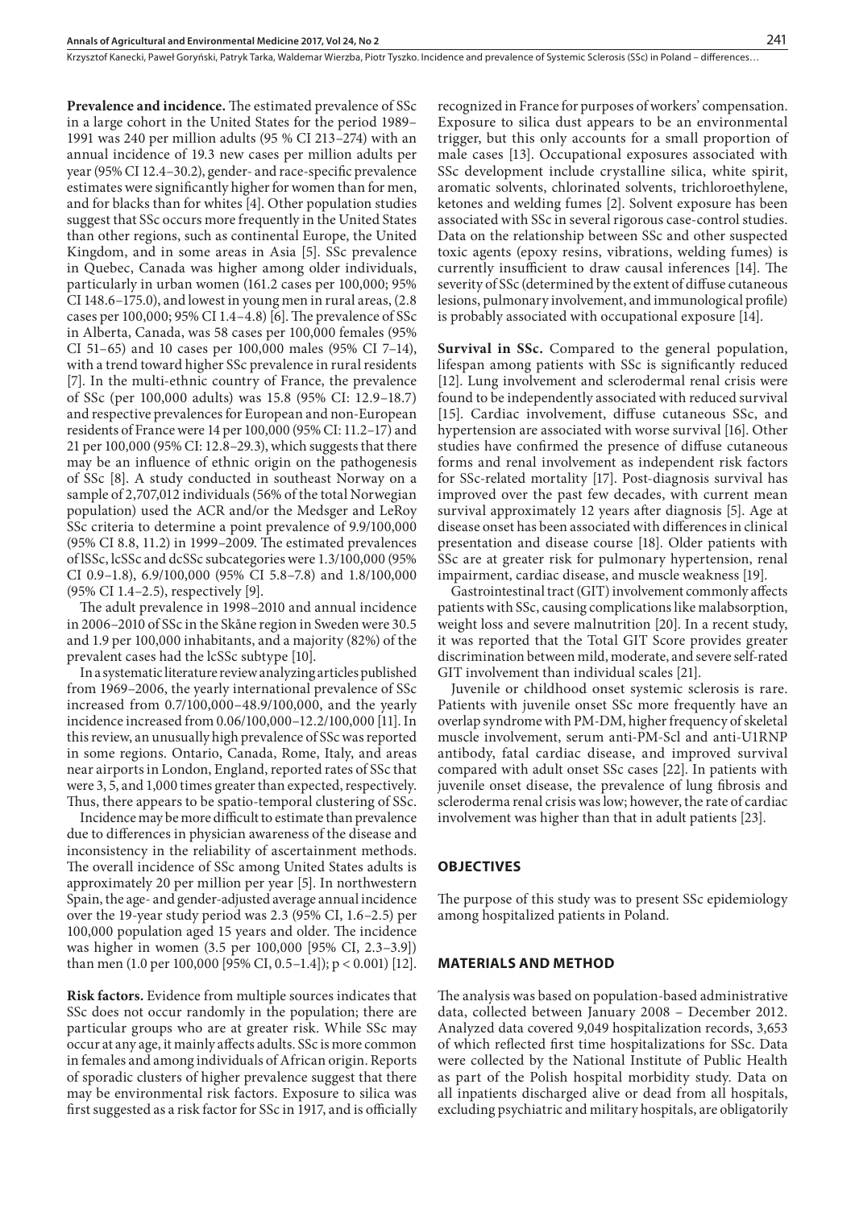**Prevalence and incidence.** The estimated prevalence of SSc in a large cohort in the United States for the period 1989–1991 was 240 per million adults (95 % CI 213–274) with an annual incidence of 19.3 new cases per million adults per year (95% CI 12.4–30.2), gender- and race-specific prevalence estimates were significantly higher for women than for men, and for blacks than for whites [4]. Other population studies suggest that SSc occurs more frequently in the United States than other regions, such as continental Europe, the United Kingdom, and in some areas in Asia [5]. SSc prevalence in Quebec, Canada was higher among older individuals, particularly in urban women (161.2 cases per 100,000; 95% CI 148.6–175.0), and lowest in young men in rural areas, (2.8 cases per 100,000; 95% CI 1.4–4.8) [6]. The prevalence of SSc in Alberta, Canada, was 58 cases per 100,000 females (95% CI 51–65) and 10 cases per 100,000 males (95% CI 7–14), with a trend toward higher SSc prevalence in rural residents [7]. In the multi-ethnic country of France, the prevalence of SSc (per 100,000 adults) was 15.8 (95% CI: 12.9–18.7) and respective prevalences for European and non-European residents of France were 14 per 100,000 (95% CI: 11.2–17) and 21 per 100,000 (95% CI: 12.8–29.3), which suggests that there may be an influence of ethnic origin on the pathogenesis of SSc [8]. A study conducted in southeast Norway on a sample of 2,707,012 individuals (56% of the total Norwegian population) used the ACR and/or the Medsger and LeRoy SSc criteria to determine a point prevalence of 9.9/100,000 (95% CI 8.8, 11.2) in 1999–2009. The estimated prevalences of lSSc, lcSSc and dcSSc subcategories were 1.3/100,000 (95% CI 0.9–1.8), 6.9/100,000 (95% CI 5.8–7.8) and 1.8/100,000 (95% CI 1.4–2.5), respectively [9].

The adult prevalence in 1998–2010 and annual incidence in 2006–2010 of SSc in the Skåne region in Sweden were 30.5 and 1.9 per 100,000 inhabitants, and a majority (82%) of the prevalent cases had the lcSSc subtype [10].

In a systematic literature review analyzing articles published from 1969–2006, the yearly international prevalence of SSc increased from 0.7/100,000–48.9/100,000, and the yearly incidence increased from 0.06/100,000–12.2/100,000 [11]. In this review, an unusually high prevalence of SSc was reported in some regions. Ontario, Canada, Rome, Italy, and areas near airports in London, England, reported rates of SSc that were 3, 5, and 1,000 times greater than expected, respectively. Thus, there appears to be spatio-temporal clustering of SSc.

Incidence may be more difficult to estimate than prevalence due to differences in physician awareness of the disease and inconsistency in the reliability of ascertainment methods. The overall incidence of SSc among United States adults is approximately 20 per million per year [5]. In northwestern Spain, the age- and gender-adjusted average annual incidence over the 19-year study period was 2.3 (95% CI, 1.6–2.5) per 100,000 population aged 15 years and older. The incidence was higher in women (3.5 per 100,000 [95% CI, 2.3–3.9]) than men (1.0 per 100,000 [95% CI, 0.5–1.4]); $p < 0.001$) [12].

**Risk factors.** Evidence from multiple sources indicates that SSc does not occur randomly in the population; there are particular groups who are at greater risk. While SSc may occur at any age, it mainly affects adults. SSc is more common in females and among individuals of African origin. Reports of sporadic clusters of higher prevalence suggest that there may be environmental risk factors. Exposure to silica was first suggested as a risk factor for SSc in 1917, and is officially recognized in France for purposes of workers' compensation. Exposure to silica dust appears to be an environmental trigger, but this only accounts for a small proportion of male cases [13]. Occupational exposures associated with SSc development include crystalline silica, white spirit, aromatic solvents, chlorinated solvents, trichloroethylene, ketones and welding fumes [2]. Solvent exposure has been associated with SSc in several rigorous case-control studies. Data on the relationship between SSc and other suspected toxic agents (epoxy resins, vibrations, welding fumes) is currently insufficient to draw causal inferences [14]. The severity of SSc (determined by the extent of diffuse cutaneous lesions, pulmonary involvement, and immunological profile) is probably associated with occupational exposure [14].

**Survival in SSc.** Compared to the general population, lifespan among patients with SSc is significantly reduced [12]. Lung involvement and sclerodermal renal crisis were found to be independently associated with reduced survival [15]. Cardiac involvement, diffuse cutaneous SSc, and hypertension are associated with worse survival [16]. Other studies have confirmed the presence of diffuse cutaneous forms and renal involvement as independent risk factors for SSc-related mortality [17]. Post-diagnosis survival has improved over the past few decades, with current mean survival approximately 12 years after diagnosis [5]. Age at disease onset has been associated with differences in clinical presentation and disease course [18]. Older patients with SSc are at greater risk for pulmonary hypertension, renal impairment, cardiac disease, and muscle weakness [19].

Gastrointestinal tract (GIT) involvement commonly affects patients with SSc, causing complications like malabsorption, weight loss and severe malnutrition [20]. In a recent study, it was reported that the Total GIT Score provides greater discrimination between mild, moderate, and severe self-rated GIT involvement than individual scales [21].

Juvenile or childhood onset systemic sclerosis is rare. Patients with juvenile onset SSc more frequently have an overlap syndrome with PM-DM, higher frequency of skeletal muscle involvement, serum anti-PM-Scl and anti-U1RNP antibody, fatal cardiac disease, and improved survival compared with adult onset SSc cases [22]. In patients with juvenile onset disease, the prevalence of lung fibrosis and scleroderma renal crisis was low; however, the rate of cardiac involvement was higher than that in adult patients [23].

## OBJECTIVES

The purpose of this study was to present SSc epidemiology among hospitalized patients in Poland.

## MATERIALS AND METHOD

The analysis was based on population-based administrative data, collected between January 2008 – December 2012. Analyzed data covered 9,049 hospitalization records, 3,653 of which reflected first time hospitalizations for SSc. Data were collected by the National Institute of Public Health as part of the Polish hospital morbidity study. Data on all inpatients discharged alive or dead from all hospitals, excluding psychiatric and military hospitals, are obligatorily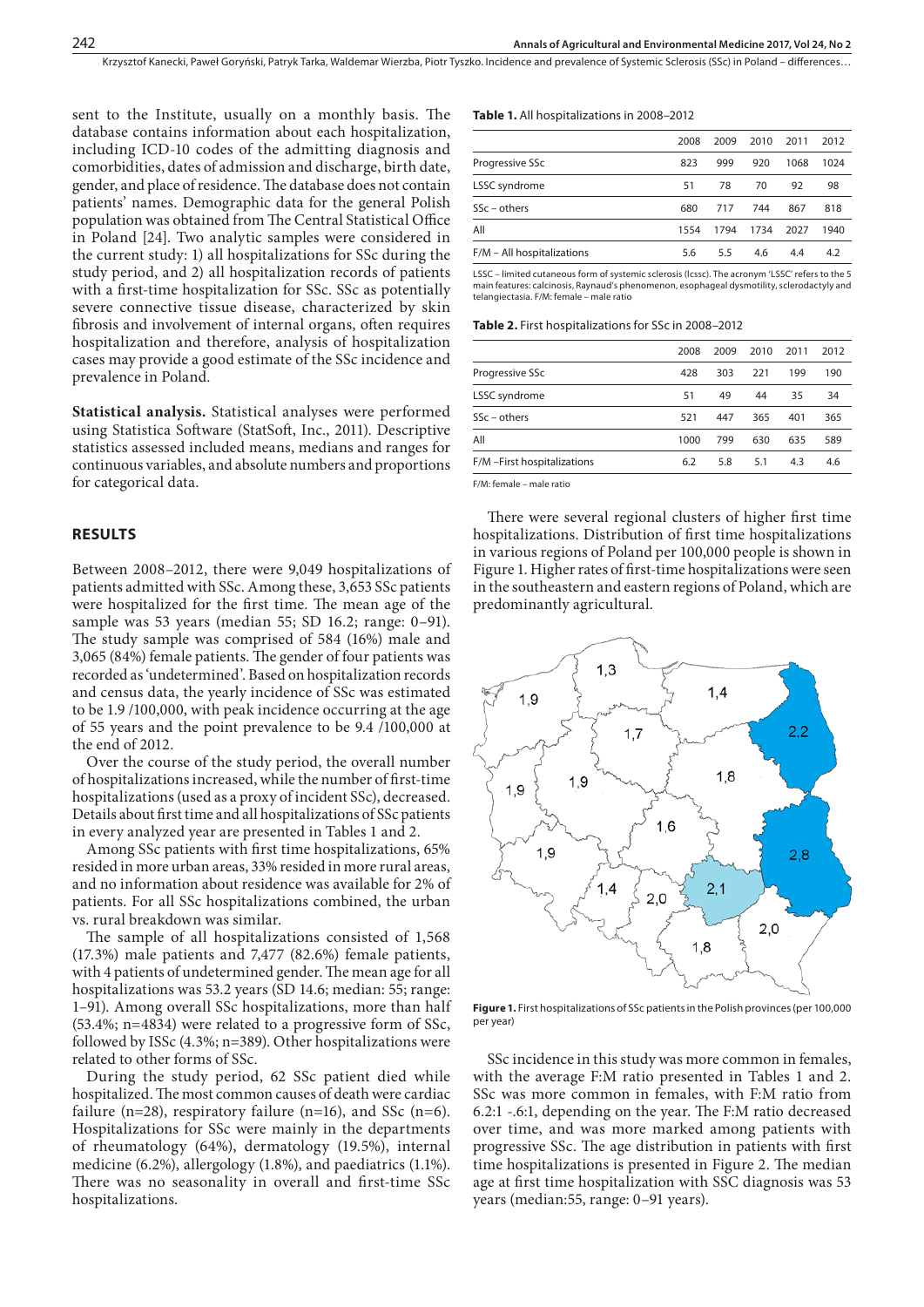sent to the Institute, usually on a monthly basis. The database contains information about each hospitalization, including ICD-10 codes of the admitting diagnosis and comorbidities, dates of admission and discharge, birth date, gender, and place of residence. The database does not contain patients' names. Demographic data for the general Polish population was obtained from The Central Statistical Office in Poland [24]. Two analytic samples were considered in the current study: 1) all hospitalizations for SSc during the study period, and 2) all hospitalization records of patients with a first-time hospitalization for SSc. SSc as potentially severe connective tissue disease, characterized by skin fibrosis and involvement of internal organs, often requires hospitalization and therefore, analysis of hospitalization cases may provide a good estimate of the SSc incidence and prevalence in Poland.

**Statistical analysis.** Statistical analyses were performed using Statistica Software (StatSoft, Inc., 2011). Descriptive statistics assessed included means, medians and ranges for continuous variables, and absolute numbers and proportions for categorical data.

## RESULTS

Between 2008–2012, there were 9,049 hospitalizations of patients admitted with SSc. Among these, 3,653 SSc patients were hospitalized for the first time. The mean age of the sample was 53 years (median 55; SD 16.2; range: 0–91). The study sample was comprised of 584 (16%) male and 3,065 (84%) female patients. The gender of four patients was recorded as 'undetermined'. Based on hospitalization records and census data, the yearly incidence of SSc was estimated to be 1.9 /100,000, with peak incidence occurring at the age of 55 years and the point prevalence to be 9.4 /100,000 at the end of 2012.

Over the course of the study period, the overall number of hospitalizations increased, while the number of first-time hospitalizations (used as a proxy of incident SSc), decreased. Details about first time and all hospitalizations of SSc patients in every analyzed year are presented in Tables 1 and 2.

Among SSc patients with first time hospitalizations, 65% resided in more urban areas, 33% resided in more rural areas, and no information about residence was available for 2% of patients. For all SSc hospitalizations combined, the urban vs. rural breakdown was similar.

The sample of all hospitalizations consisted of 1,568 (17.3%) male patients and 7,477 (82.6%) female patients, with 4 patients of undetermined gender. The mean age for all hospitalizations was 53.2 years (SD 14.6; median: 55; range: 1–91). Among overall SSc hospitalizations, more than half (53.4%; n=4834) were related to a progressive form of SSc, followed by lSSc (4.3%; n=389). Other hospitalizations were related to other forms of SSc.

During the study period, 62 SSc patient died while hospitalized. The most common causes of death were cardiac failure (n=28), respiratory failure (n=16), and SSc (n=6). Hospitalizations for SSc were mainly in the departments of rheumatology (64%), dermatology (19.5%), internal medicine (6.2%), allergology (1.8%), and paediatrics (1.1%). There was no seasonality in overall and first-time SSc hospitalizations.

**Table 1.** All hospitalizations in 2008–2012

| | 2008 | 2009 | 2010 | 2011 | 2012 |
|---|---|---|---|---|---|
| Progressive SSc | 823 | 999 | 920 | 1068 | 1024 |
| LSSC syndrome | 51 | 78 | 70 | 92 | 98 |
| SSc – others | 680 | 717 | 744 | 867 | 818 |
| All | 1554 | 1794 | 1734 | 2027 | 1940 |
| F/M – All hospitalizations | 5.6 | 5.5 | 4.6 | 4.4 | 4.2 |

LSSC – limited cutaneous form of systemic sclerosis (lcssc). The acronym 'LSSC' refers to the 5 main features: calcinosis, Raynaud's phenomenon, esophageal dysmotility, sclerodactyly and telangiectasia. F/M: female – male ratio

**Table 2.** First hospitalizations for SSc in 2008–2012

| | 2008 | 2009 | 2010 | 2011 | 2012 |
|---|---|---|---|---|---|
| Progressive SSc | 428 | 303 | 221 | 199 | 190 |
| LSSC syndrome | 51 | 49 | 44 | 35 | 34 |
| SSc – others | 521 | 447 | 365 | 401 | 365 |
| All | 1000 | 799 | 630 | 635 | 589 |
| F/M –First hospitalizations | 6.2 | 5.8 | 5.1 | 4.3 | 4.6 |

F/M: female – male ratio

There were several regional clusters of higher first time hospitalizations. Distribution of first time hospitalizations in various regions of Poland per 100,000 people is shown in Figure 1. Higher rates of first-time hospitalizations were seen in the southeastern and eastern regions of Poland, which are predominantly agricultural.

**Figure 1.** First hospitalizations of SSc patients in the Polish provinces (per 100,000 per year)

SSc incidence in this study was more common in females, with the average F:M ratio presented in Tables 1 and 2. SSc was more common in females, with F:M ratio from 6.2:1 -.6:1, depending on the year. The F:M ratio decreased over time, and was more marked among patients with progressive SSc. The age distribution in patients with first time hospitalizations is presented in Figure 2. The median age at first time hospitalization with SSC diagnosis was 53 years (median:55, range: 0–91 years).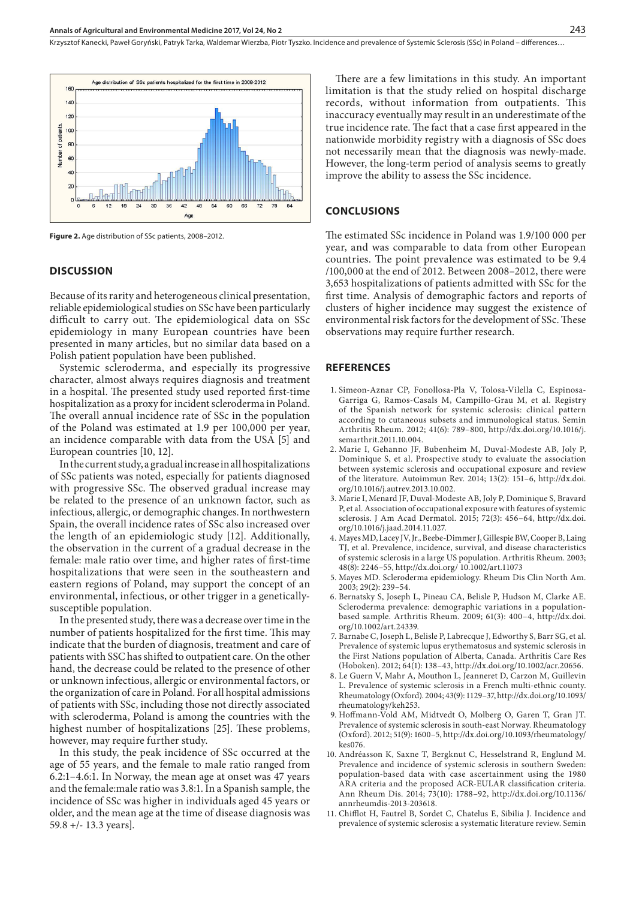**Figure 2.** Age distribution of SSc patients, 2008–2012.

## DISCUSSION

Because of its rarity and heterogeneous clinical presentation, reliable epidemiological studies on SSc have been particularly difficult to carry out. The epidemiological data on SSc epidemiology in many European countries have been presented in many articles, but no similar data based on a Polish patient population have been published.

Systemic scleroderma, and especially its progressive character, almost always requires diagnosis and treatment in a hospital. The presented study used reported first-time hospitalization as a proxy for incident scleroderma in Poland. The overall annual incidence rate of SSc in the population of the Poland was estimated at 1.9 per 100,000 per year, an incidence comparable with data from the USA [5] and European countries [10, 12].

In the current study, a gradual increase in all hospitalizations of SSc patients was noted, especially for patients diagnosed with progressive SSc. The observed gradual increase may be related to the presence of an unknown factor, such as infectious, allergic, or demographic changes. In northwestern Spain, the overall incidence rates of SSc also increased over the length of an epidemiologic study [12]. Additionally, the observation in the current of a gradual decrease in the female: male ratio over time, and higher rates of first-time hospitalizations that were seen in the southeastern and eastern regions of Poland, may support the concept of an environmental, infectious, or other trigger in a genetically-susceptible population.

In the presented study, there was a decrease over time in the number of patients hospitalized for the first time. This may indicate that the burden of diagnosis, treatment and care of patients with SSC has shifted to outpatient care. On the other hand, the decrease could be related to the presence of other or unknown infectious, allergic or environmental factors, or the organization of care in Poland. For all hospital admissions of patients with SSc, including those not directly associated with scleroderma, Poland is among the countries with the highest number of hospitalizations [25]. These problems, however, may require further study.

In this study, the peak incidence of SSc occurred at the age of 55 years, and the female to male ratio ranged from 6.2:1–4.6:1. In Norway, the mean age at onset was 47 years and the female:male ratio was 3.8:1. In a Spanish sample, the incidence of SSc was higher in individuals aged 45 years or older, and the mean age at the time of disease diagnosis was 59.8 +/- 13.3 years].

There are a few limitations in this study. An important limitation is that the study relied on hospital discharge records, without information from outpatients. This inaccuracy eventually may result in an underestimate of the true incidence rate. The fact that a case first appeared in the nationwide morbidity registry with a diagnosis of SSc does not necessarily mean that the diagnosis was newly-made. However, the long-term period of analysis seems to greatly improve the ability to assess the SSc incidence.

## CONCLUSIONS

The estimated SSc incidence in Poland was 1.9/100 000 per year, and was comparable to data from other European countries. The point prevalence was estimated to be 9.4 /100,000 at the end of 2012. Between 2008–2012, there were 3,653 hospitalizations of patients admitted with SSc for the first time. Analysis of demographic factors and reports of clusters of higher incidence may suggest the existence of environmental risk factors for the development of SSc. These observations may require further research.

## REFERENCES

1. Simeon-Aznar CP, Fonollosa-Pla V, Tolosa-Vilella C, Espinosa-Garriga G, Ramos-Casals M, Campillo-Grau M, et al. Registry of the Spanish network for systemic sclerosis: clinical pattern according to cutaneous subsets and immunological status. Semin Arthritis Rheum. 2012; 41(6): 789–800, http://dx.doi.org/10.1016/j.semarthrit.2011.10.004.
2. Marie I, Gehanno JF, Bubenheim M, Duval-Modeste AB, Joly P, Dominique S, et al. Prospective study to evaluate the association between systemic sclerosis and occupational exposure and review of the literature. Autoimmun Rev. 2014; 13(2): 151–6, http://dx.doi.org/10.1016/j.autrev.2013.10.002.
3. Marie I, Menard JF, Duval-Modeste AB, Joly P, Dominique S, Bravard P, et al. Association of occupational exposure with features of systemic sclerosis. J Am Acad Dermatol. 2015; 72(3): 456–64, http://dx.doi.org/10.1016/j.jaad.2014.11.027.
4. Mayes MD, Lacey JV, Jr., Beebe-Dimmer J, Gillespie BW, Cooper B, Laing TJ, et al. Prevalence, incidence, survival, and disease characteristics of systemic sclerosis in a large US population. Arthritis Rheum. 2003; 48(8): 2246–55, http://dx.doi.org/ 10.1002/art.11073
5. Mayes MD. Scleroderma epidemiology. Rheum Dis Clin North Am. 2003; 29(2): 239–54.
6. Bernatsky S, Joseph L, Pineau CA, Belisle P, Hudson M, Clarke AE. Scleroderma prevalence: demographic variations in a population-based sample. Arthritis Rheum. 2009; 61(3): 400–4, http://dx.doi.org/10.1002/art.24339.
7. Barnabe C, Joseph L, Belisle P, Labrecque J, Edworthy S, Barr SG, et al. Prevalence of systemic lupus erythematosus and systemic sclerosis in the First Nations population of Alberta, Canada. Arthritis Care Res (Hoboken). 2012; 64(1): 138–43, http://dx.doi.org/10.1002/acr.20656.
8. Le Guern V, Mahr A, Mouthon L, Jeanneret D, Carzon M, Guillevin L. Prevalence of systemic sclerosis in a French multi-ethnic county. Rheumatology (Oxford). 2004; 43(9): 1129–37, http://dx.doi.org/10.1093/rheumatology/keh253.
9. Hoffmann-Vold AM, Midtvedt O, Molberg O, Garen T, Gran JT. Prevalence of systemic sclerosis in south-east Norway. Rheumatology (Oxford). 2012; 51(9): 1600–5, http://dx.doi.org/10.1093/rheumatology/kes076.
10. Andréasson K, Saxne T, Bergknut C, Hesselstrand R, Englund M. Prevalence and incidence of systemic sclerosis in southern Sweden: population-based data with case ascertainment using the 1980 ARA criteria and the proposed ACR-EULAR classification criteria. Ann Rheum Dis. 2014; 73(10): 1788–92, http://dx.doi.org/10.1136/annrheumdis-2013-203618.
11. Chifflot H, Fautrel B, Sordet C, Chatelus E, Sibilia J. Incidence and prevalence of systemic sclerosis: a systematic literature review. Semin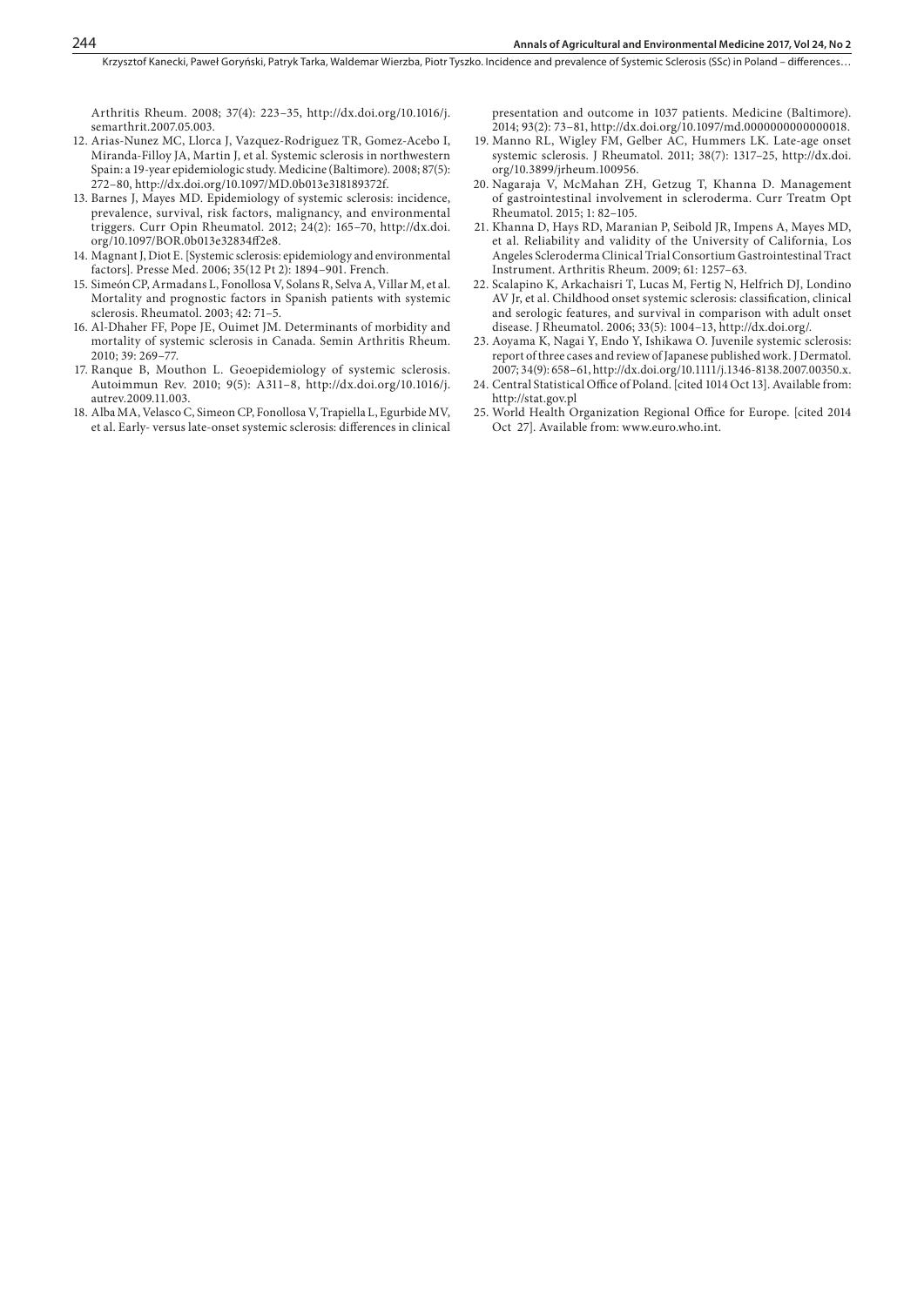Arthritis Rheum. 2008; 37(4): 223–35, http://dx.doi.org/10.1016/j.semarthrit.2007.05.003.

12. Arias-Nunez MC, Llorca J, Vazquez-Rodriguez TR, Gomez-Acebo I, Miranda-Filloy JA, Martin J, et al. Systemic sclerosis in northwestern Spain: a 19-year epidemiologic study. Medicine (Baltimore). 2008; 87(5): 272–80, http://dx.doi.org/10.1097/MD.0b013e318189372f.
13. Barnes J, Mayes MD. Epidemiology of systemic sclerosis: incidence, prevalence, survival, risk factors, malignancy, and environmental triggers. Curr Opin Rheumatol. 2012; 24(2): 165–70, http://dx.doi.org/10.1097/BOR.0b013e32834ff2e8.
14. Magnant J, Diot E. [Systemic sclerosis: epidemiology and environmental factors]. Presse Med. 2006; 35(12 Pt 2): 1894–901. French.
15. Simeón CP, Armadans L, Fonollosa V, Solans R, Selva A, Villar M, et al. Mortality and prognostic factors in Spanish patients with systemic sclerosis. Rheumatol. 2003; 42: 71–5.
16. Al-Dhaher FF, Pope JE, Ouimet JM. Determinants of morbidity and mortality of systemic sclerosis in Canada. Semin Arthritis Rheum. 2010; 39: 269–77.
17. Ranque B, Mouthon L. Geoepidemiology of systemic sclerosis. Autoimmun Rev. 2010; 9(5): A311–8, http://dx.doi.org/10.1016/j.autrev.2009.11.003.
18. Alba MA, Velasco C, Simeon CP, Fonollosa V, Trapiella L, Egurbide MV, et al. Early- versus late-onset systemic sclerosis: differences in clinical presentation and outcome in 1037 patients. Medicine (Baltimore). 2014; 93(2): 73–81, http://dx.doi.org/10.1097/md.0000000000000018.
19. Manno RL, Wigley FM, Gelber AC, Hummers LK. Late-age onset systemic sclerosis. J Rheumatol. 2011; 38(7): 1317–25, http://dx.doi.org/10.3899/jrheum.100956.
20. Nagaraja V, McMahan ZH, Getzug T, Khanna D. Management of gastrointestinal involvement in scleroderma. Curr Treatm Opt Rheumatol. 2015; 1: 82–105.
21. Khanna D, Hays RD, Maranian P, Seibold JR, Impens A, Mayes MD, et al. Reliability and validity of the University of California, Los Angeles Scleroderma Clinical Trial Consortium Gastrointestinal Tract Instrument. Arthritis Rheum. 2009; 61: 1257–63.
22. Scalapino K, Arkachaisri T, Lucas M, Fertig N, Helfrich DJ, Londino AV Jr, et al. Childhood onset systemic sclerosis: classification, clinical and serologic features, and survival in comparison with adult onset disease. J Rheumatol. 2006; 33(5): 1004–13, http://dx.doi.org/.
23. Aoyama K, Nagai Y, Endo Y, Ishikawa O. Juvenile systemic sclerosis: report of three cases and review of Japanese published work. J Dermatol. 2007; 34(9): 658–61, http://dx.doi.org/10.1111/j.1346-8138.2007.00350.x.
24. Central Statistical Office of Poland. [cited 1014 Oct 13]. Available from: http://stat.gov.pl
25. World Health Organization Regional Office for Europe. [cited 2014 Oct 27]. Available from: www.euro.who.int.